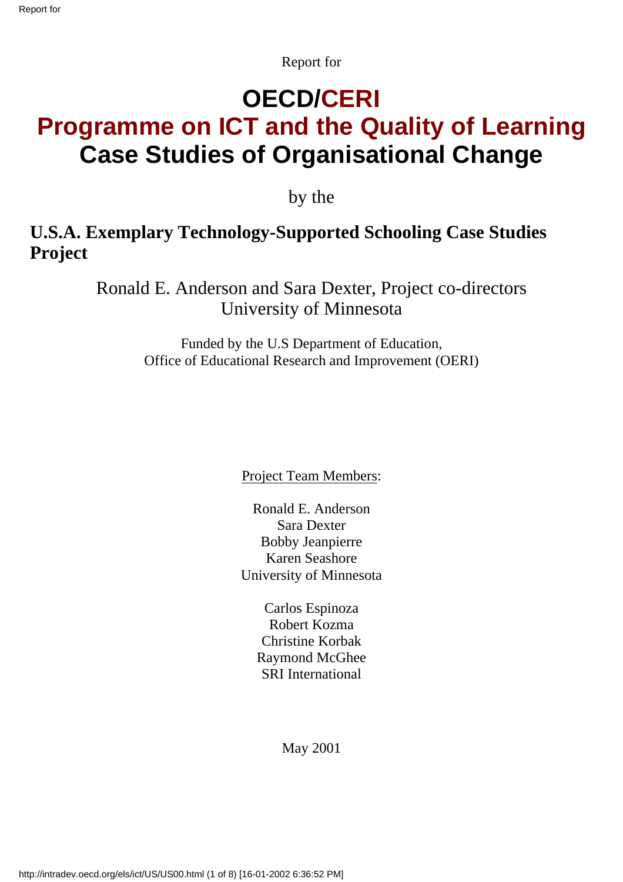Report for

# OECD/CERI
# Programme on ICT and the Quality of Learning
# Case Studies of Organisational Change

by the

## U.S.A. Exemplary Technology-Supported Schooling Case Studies Project

Ronald E. Anderson and Sara Dexter, Project co-directors
University of Minnesota

Funded by the U.S Department of Education,
Office of Educational Research and Improvement (OERI)

Project Team Members:

Ronald E. Anderson
Sara Dexter
Bobby Jeanpierre
Karen Seashore
University of Minnesota

Carlos Espinoza
Robert Kozma
Christine Korbak
Raymond McGhee
SRI International

May 2001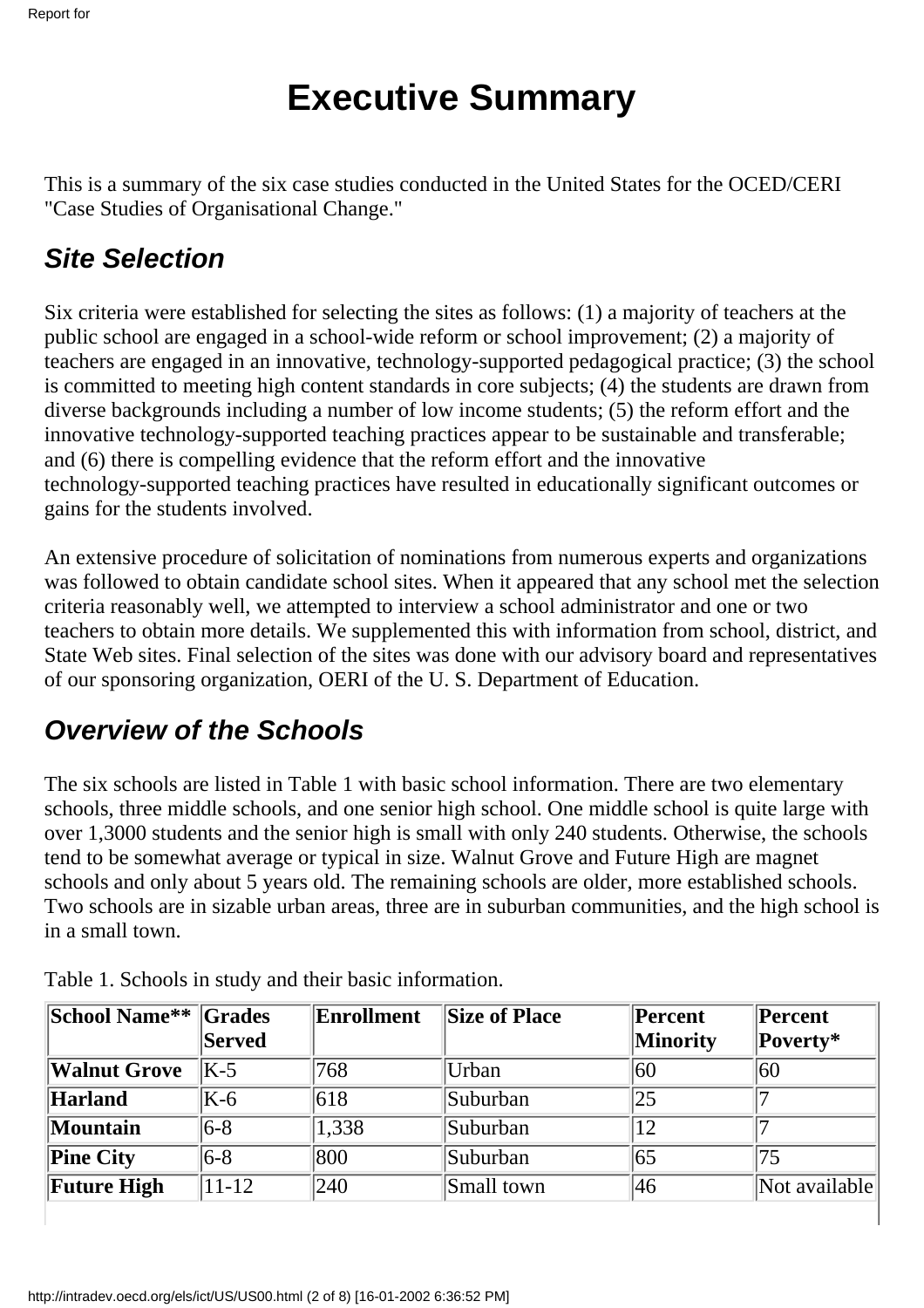# Executive Summary

This is a summary of the six case studies conducted in the United States for the OCED/CERI "Case Studies of Organisational Change."

## *Site Selection*

Six criteria were established for selecting the sites as follows: (1) a majority of teachers at the public school are engaged in a school-wide reform or school improvement; (2) a majority of teachers are engaged in an innovative, technology-supported pedagogical practice; (3) the school is committed to meeting high content standards in core subjects; (4) the students are drawn from diverse backgrounds including a number of low income students; (5) the reform effort and the innovative technology-supported teaching practices appear to be sustainable and transferable; and (6) there is compelling evidence that the reform effort and the innovative technology-supported teaching practices have resulted in educationally significant outcomes or gains for the students involved.

An extensive procedure of solicitation of nominations from numerous experts and organizations was followed to obtain candidate school sites. When it appeared that any school met the selection criteria reasonably well, we attempted to interview a school administrator and one or two teachers to obtain more details. We supplemented this with information from school, district, and State Web sites. Final selection of the sites was done with our advisory board and representatives of our sponsoring organization, OERI of the U. S. Department of Education.

## *Overview of the Schools*

The six schools are listed in Table 1 with basic school information. There are two elementary schools, three middle schools, and one senior high school. One middle school is quite large with over 1,3000 students and the senior high is small with only 240 students. Otherwise, the schools tend to be somewhat average or typical in size. Walnut Grove and Future High are magnet schools and only about 5 years old. The remaining schools are older, more established schools. Two schools are in sizable urban areas, three are in suburban communities, and the high school is in a small town.

Table 1. Schools in study and their basic information.

| School Name** | Grades Served | Enrollment | Size of Place | Percent Minority | Percent Poverty* |
|---|---|---|---|---|---|
| **Walnut Grove** | K-5 | 768 | Urban | 60 | 60 |
| **Harland** | K-6 | 618 | Suburban | 25 | 7 |
| **Mountain** | 6-8 | 1,338 | Suburban | 12 | 7 |
| **Pine City** | 6-8 | 800 | Suburban | 65 | 75 |
| **Future High** | 11-12 | 240 | Small town | 46 | Not available |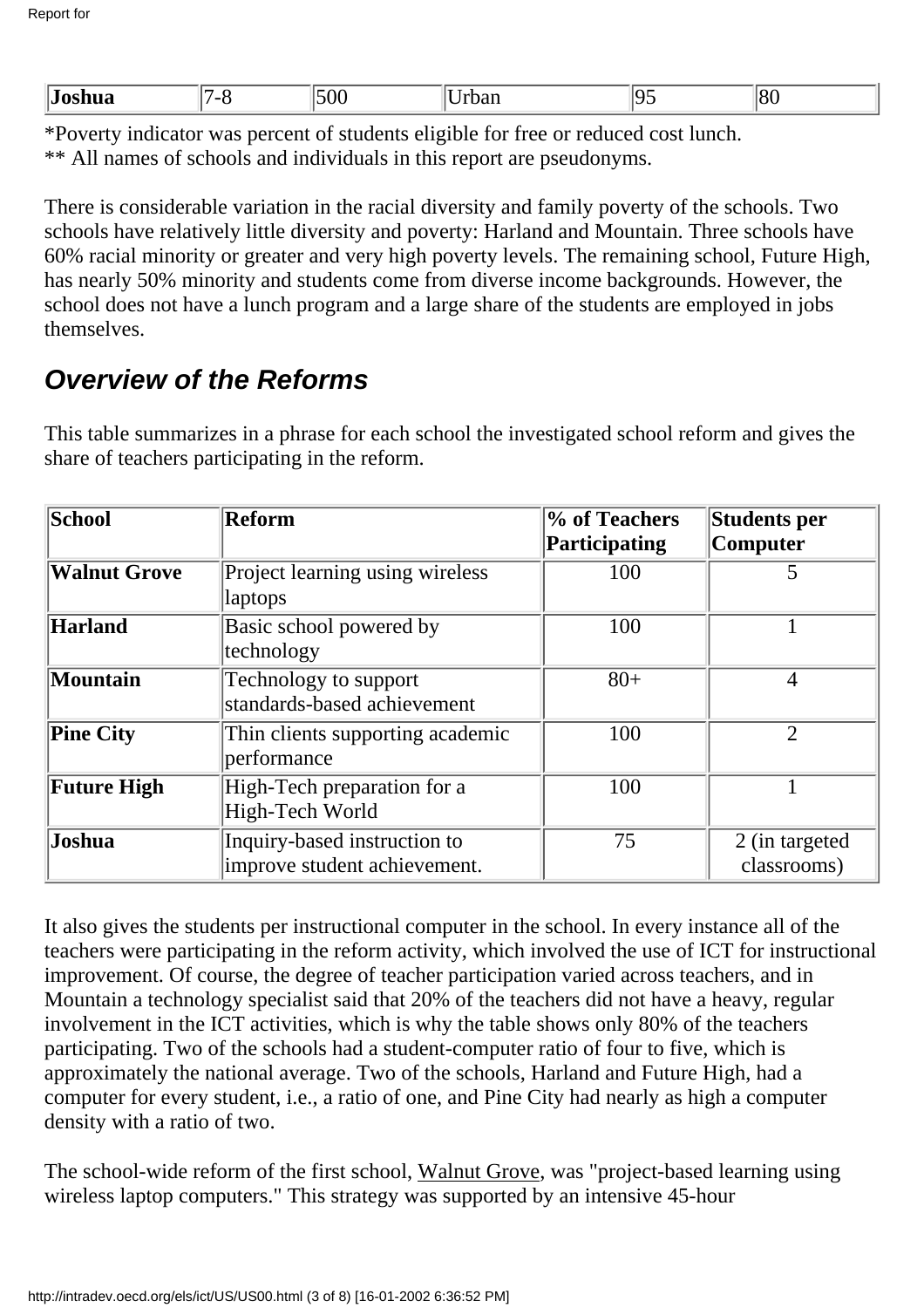| Joshua | 7-8 | 500 | Urban | 95 | 80 |
|---|---|---|---|---|---|

*Poverty indicator was percent of students eligible for free or reduced cost lunch.
** All names of schools and individuals in this report are pseudonyms.

There is considerable variation in the racial diversity and family poverty of the schools. Two schools have relatively little diversity and poverty: Harland and Mountain. Three schools have 60% racial minority or greater and very high poverty levels. The remaining school, Future High, has nearly 50% minority and students come from diverse income backgrounds. However, the school does not have a lunch program and a large share of the students are employed in jobs themselves.

## *Overview of the Reforms*

This table summarizes in a phrase for each school the investigated school reform and gives the share of teachers participating in the reform.

| School | Reform | % of Teachers Participating | Students per Computer |
|---|---|---|---|
| **Walnut Grove** | Project learning using wireless laptops | 100 | 5 |
| **Harland** | Basic school powered by technology | 100 | 1 |
| **Mountain** | Technology to support standards-based achievement | 80+ | 4 |
| **Pine City** | Thin clients supporting academic performance | 100 | 2 |
| **Future High** | High-Tech preparation for a High-Tech World | 100 | 1 |
| **Joshua** | Inquiry-based instruction to improve student achievement. | 75 | 2 (in targeted classrooms) |

It also gives the students per instructional computer in the school. In every instance all of the teachers were participating in the reform activity, which involved the use of ICT for instructional improvement. Of course, the degree of teacher participation varied across teachers, and in Mountain a technology specialist said that 20% of the teachers did not have a heavy, regular involvement in the ICT activities, which is why the table shows only 80% of the teachers participating. Two of the schools had a student-computer ratio of four to five, which is approximately the national average. Two of the schools, Harland and Future High, had a computer for every student, i.e., a ratio of one, and Pine City had nearly as high a computer density with a ratio of two.

The school-wide reform of the first school, Walnut Grove, was "project-based learning using wireless laptop computers." This strategy was supported by an intensive 45-hour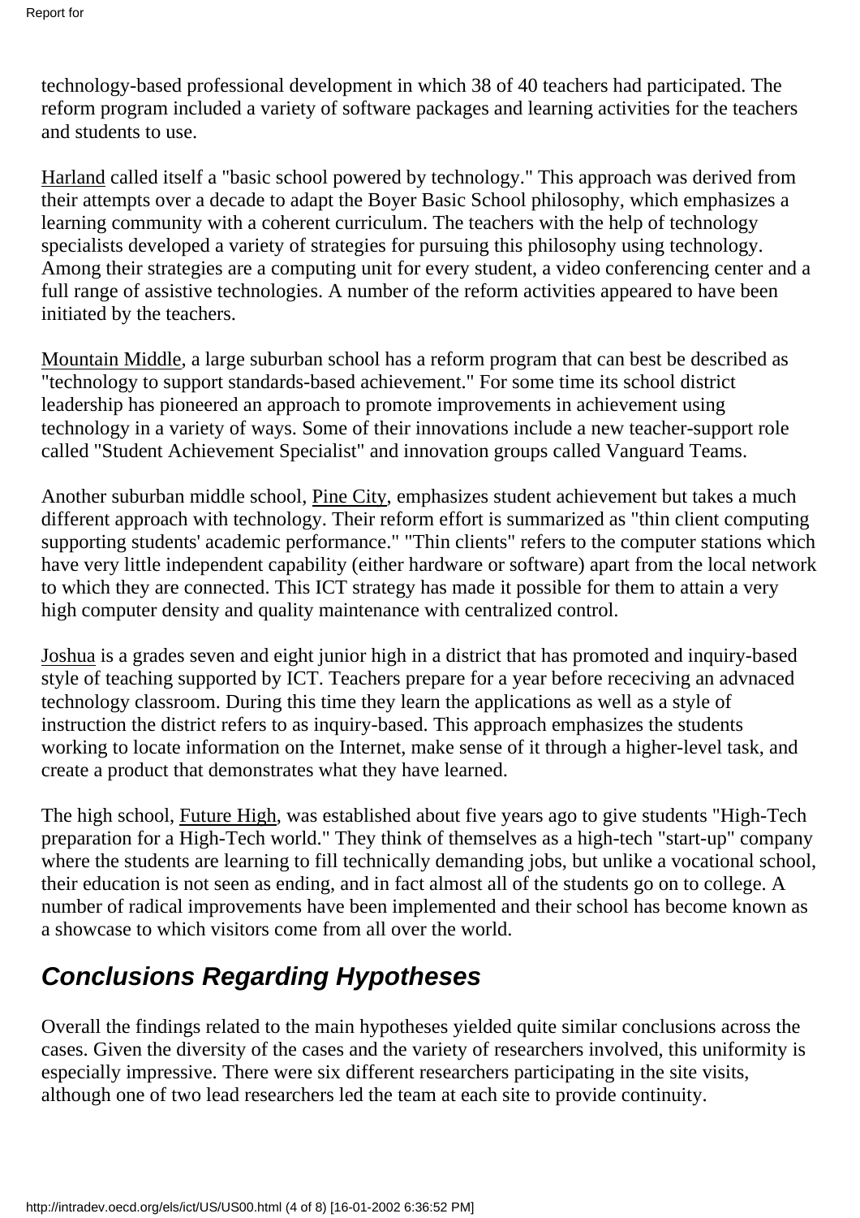technology-based professional development in which 38 of 40 teachers had participated. The reform program included a variety of software packages and learning activities for the teachers and students to use.

Harland called itself a "basic school powered by technology." This approach was derived from their attempts over a decade to adapt the Boyer Basic School philosophy, which emphasizes a learning community with a coherent curriculum. The teachers with the help of technology specialists developed a variety of strategies for pursuing this philosophy using technology. Among their strategies are a computing unit for every student, a video conferencing center and a full range of assistive technologies. A number of the reform activities appeared to have been initiated by the teachers.

Mountain Middle, a large suburban school has a reform program that can best be described as "technology to support standards-based achievement." For some time its school district leadership has pioneered an approach to promote improvements in achievement using technology in a variety of ways. Some of their innovations include a new teacher-support role called "Student Achievement Specialist" and innovation groups called Vanguard Teams.

Another suburban middle school, Pine City, emphasizes student achievement but takes a much different approach with technology. Their reform effort is summarized as "thin client computing supporting students' academic performance." "Thin clients" refers to the computer stations which have very little independent capability (either hardware or software) apart from the local network to which they are connected. This ICT strategy has made it possible for them to attain a very high computer density and quality maintenance with centralized control.

Joshua is a grades seven and eight junior high in a district that has promoted and inquiry-based style of teaching supported by ICT. Teachers prepare for a year before receciving an advnaced technology classroom. During this time they learn the applications as well as a style of instruction the district refers to as inquiry-based. This approach emphasizes the students working to locate information on the Internet, make sense of it through a higher-level task, and create a product that demonstrates what they have learned.

The high school, Future High, was established about five years ago to give students "High-Tech preparation for a High-Tech world." They think of themselves as a high-tech "start-up" company where the students are learning to fill technically demanding jobs, but unlike a vocational school, their education is not seen as ending, and in fact almost all of the students go on to college. A number of radical improvements have been implemented and their school has become known as a showcase to which visitors come from all over the world.

## *Conclusions Regarding Hypotheses*

Overall the findings related to the main hypotheses yielded quite similar conclusions across the cases. Given the diversity of the cases and the variety of researchers involved, this uniformity is especially impressive. There were six different researchers participating in the site visits, although one of two lead researchers led the team at each site to provide continuity.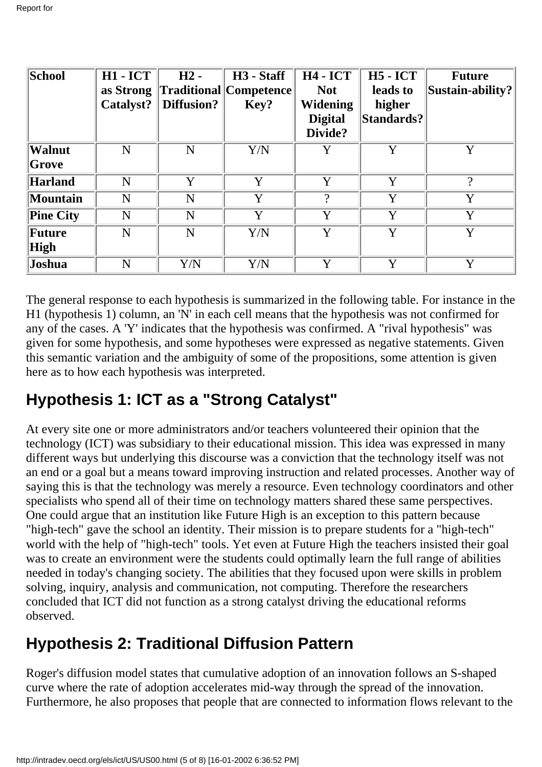| School | H1 - ICT as Strong Catalyst? | H2 - Traditional Diffusion? | H3 - Staff Competence Key? | H4 - ICT Not Widening Digital Divide? | H5 - ICT leads to higher Standards? | Future Sustain-ability? |
|---|---|---|---|---|---|---|
| **Walnut Grove** | N | N | Y/N | Y | Y | Y |
| **Harland** | N | Y | Y | Y | Y | ? |
| **Mountain** | N | N | Y | ? | Y | Y |
| **Pine City** | N | N | Y | Y | Y | Y |
| **Future High** | N | N | Y/N | Y | Y | Y |
| **Joshua** | N | Y/N | Y/N | Y | Y | Y |

The general response to each hypothesis is summarized in the following table. For instance in the H1 (hypothesis 1) column, an 'N' in each cell means that the hypothesis was not confirmed for any of the cases. A 'Y' indicates that the hypothesis was confirmed. A "rival hypothesis" was given for some hypothesis, and some hypotheses were expressed as negative statements. Given this semantic variation and the ambiguity of some of the propositions, some attention is given here as to how each hypothesis was interpreted.

## Hypothesis 1: ICT as a "Strong Catalyst"

At every site one or more administrators and/or teachers volunteered their opinion that the technology (ICT) was subsidiary to their educational mission. This idea was expressed in many different ways but underlying this discourse was a conviction that the technology itself was not an end or a goal but a means toward improving instruction and related processes. Another way of saying this is that the technology was merely a resource. Even technology coordinators and other specialists who spend all of their time on technology matters shared these same perspectives. One could argue that an institution like Future High is an exception to this pattern because "high-tech" gave the school an identity. Their mission is to prepare students for a "high-tech" world with the help of "high-tech" tools. Yet even at Future High the teachers insisted their goal was to create an environment were the students could optimally learn the full range of abilities needed in today's changing society. The abilities that they focused upon were skills in problem solving, inquiry, analysis and communication, not computing. Therefore the researchers concluded that ICT did not function as a strong catalyst driving the educational reforms observed.

## Hypothesis 2: Traditional Diffusion Pattern

Roger's diffusion model states that cumulative adoption of an innovation follows an S-shaped curve where the rate of adoption accelerates mid-way through the spread of the innovation. Furthermore, he also proposes that people that are connected to information flows relevant to the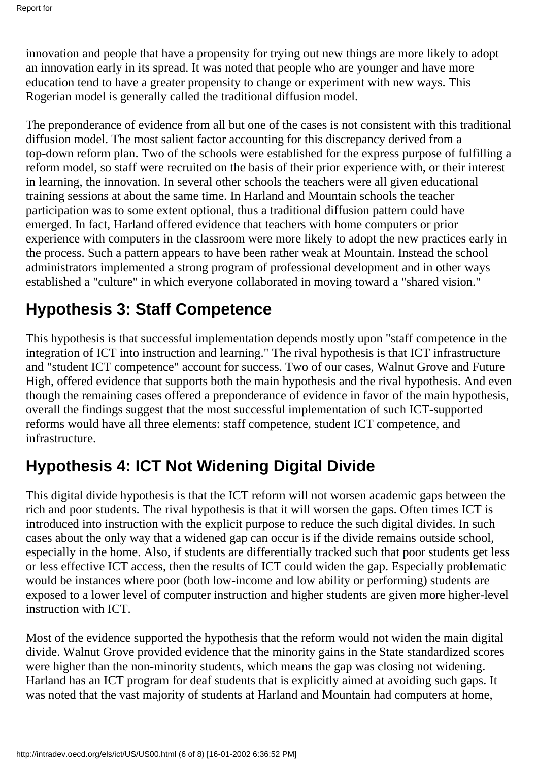innovation and people that have a propensity for trying out new things are more likely to adopt an innovation early in its spread. It was noted that people who are younger and have more education tend to have a greater propensity to change or experiment with new ways. This Rogerian model is generally called the traditional diffusion model.

The preponderance of evidence from all but one of the cases is not consistent with this traditional diffusion model. The most salient factor accounting for this discrepancy derived from a top-down reform plan. Two of the schools were established for the express purpose of fulfilling a reform model, so staff were recruited on the basis of their prior experience with, or their interest in learning, the innovation. In several other schools the teachers were all given educational training sessions at about the same time. In Harland and Mountain schools the teacher participation was to some extent optional, thus a traditional diffusion pattern could have emerged. In fact, Harland offered evidence that teachers with home computers or prior experience with computers in the classroom were more likely to adopt the new practices early in the process. Such a pattern appears to have been rather weak at Mountain. Instead the school administrators implemented a strong program of professional development and in other ways established a "culture" in which everyone collaborated in moving toward a "shared vision."

## Hypothesis 3: Staff Competence

This hypothesis is that successful implementation depends mostly upon "staff competence in the integration of ICT into instruction and learning." The rival hypothesis is that ICT infrastructure and "student ICT competence" account for success. Two of our cases, Walnut Grove and Future High, offered evidence that supports both the main hypothesis and the rival hypothesis. And even though the remaining cases offered a preponderance of evidence in favor of the main hypothesis, overall the findings suggest that the most successful implementation of such ICT-supported reforms would have all three elements: staff competence, student ICT competence, and infrastructure.

## Hypothesis 4: ICT Not Widening Digital Divide

This digital divide hypothesis is that the ICT reform will not worsen academic gaps between the rich and poor students. The rival hypothesis is that it will worsen the gaps. Often times ICT is introduced into instruction with the explicit purpose to reduce the such digital divides. In such cases about the only way that a widened gap can occur is if the divide remains outside school, especially in the home. Also, if students are differentially tracked such that poor students get less or less effective ICT access, then the results of ICT could widen the gap. Especially problematic would be instances where poor (both low-income and low ability or performing) students are exposed to a lower level of computer instruction and higher students are given more higher-level instruction with ICT.

Most of the evidence supported the hypothesis that the reform would not widen the main digital divide. Walnut Grove provided evidence that the minority gains in the State standardized scores were higher than the non-minority students, which means the gap was closing not widening. Harland has an ICT program for deaf students that is explicitly aimed at avoiding such gaps. It was noted that the vast majority of students at Harland and Mountain had computers at home,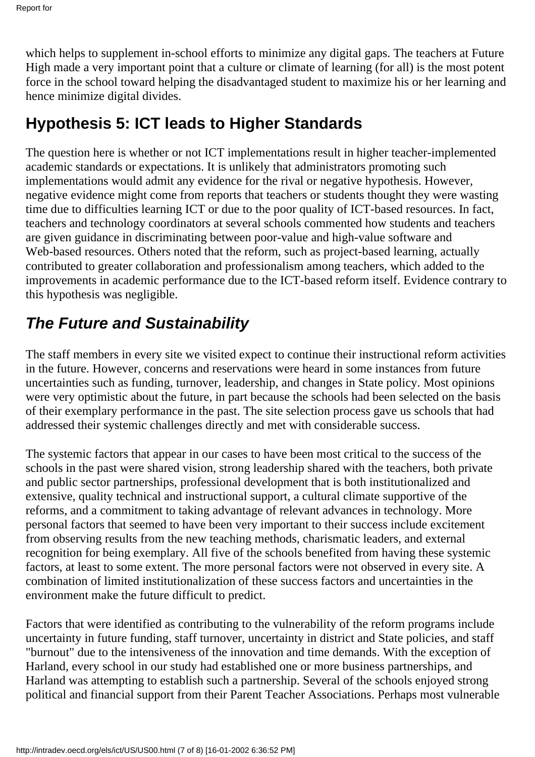which helps to supplement in-school efforts to minimize any digital gaps. The teachers at Future High made a very important point that a culture or climate of learning (for all) is the most potent force in the school toward helping the disadvantaged student to maximize his or her learning and hence minimize digital divides.

## Hypothesis 5: ICT leads to Higher Standards

The question here is whether or not ICT implementations result in higher teacher-implemented academic standards or expectations. It is unlikely that administrators promoting such implementations would admit any evidence for the rival or negative hypothesis. However, negative evidence might come from reports that teachers or students thought they were wasting time due to difficulties learning ICT or due to the poor quality of ICT-based resources. In fact, teachers and technology coordinators at several schools commented how students and teachers are given guidance in discriminating between poor-value and high-value software and Web-based resources. Others noted that the reform, such as project-based learning, actually contributed to greater collaboration and professionalism among teachers, which added to the improvements in academic performance due to the ICT-based reform itself. Evidence contrary to this hypothesis was negligible.

## *The Future and Sustainability*

The staff members in every site we visited expect to continue their instructional reform activities in the future. However, concerns and reservations were heard in some instances from future uncertainties such as funding, turnover, leadership, and changes in State policy. Most opinions were very optimistic about the future, in part because the schools had been selected on the basis of their exemplary performance in the past. The site selection process gave us schools that had addressed their systemic challenges directly and met with considerable success.

The systemic factors that appear in our cases to have been most critical to the success of the schools in the past were shared vision, strong leadership shared with the teachers, both private and public sector partnerships, professional development that is both institutionalized and extensive, quality technical and instructional support, a cultural climate supportive of the reforms, and a commitment to taking advantage of relevant advances in technology. More personal factors that seemed to have been very important to their success include excitement from observing results from the new teaching methods, charismatic leaders, and external recognition for being exemplary. All five of the schools benefited from having these systemic factors, at least to some extent. The more personal factors were not observed in every site. A combination of limited institutionalization of these success factors and uncertainties in the environment make the future difficult to predict.

Factors that were identified as contributing to the vulnerability of the reform programs include uncertainty in future funding, staff turnover, uncertainty in district and State policies, and staff "burnout" due to the intensiveness of the innovation and time demands. With the exception of Harland, every school in our study had established one or more business partnerships, and Harland was attempting to establish such a partnership. Several of the schools enjoyed strong political and financial support from their Parent Teacher Associations. Perhaps most vulnerable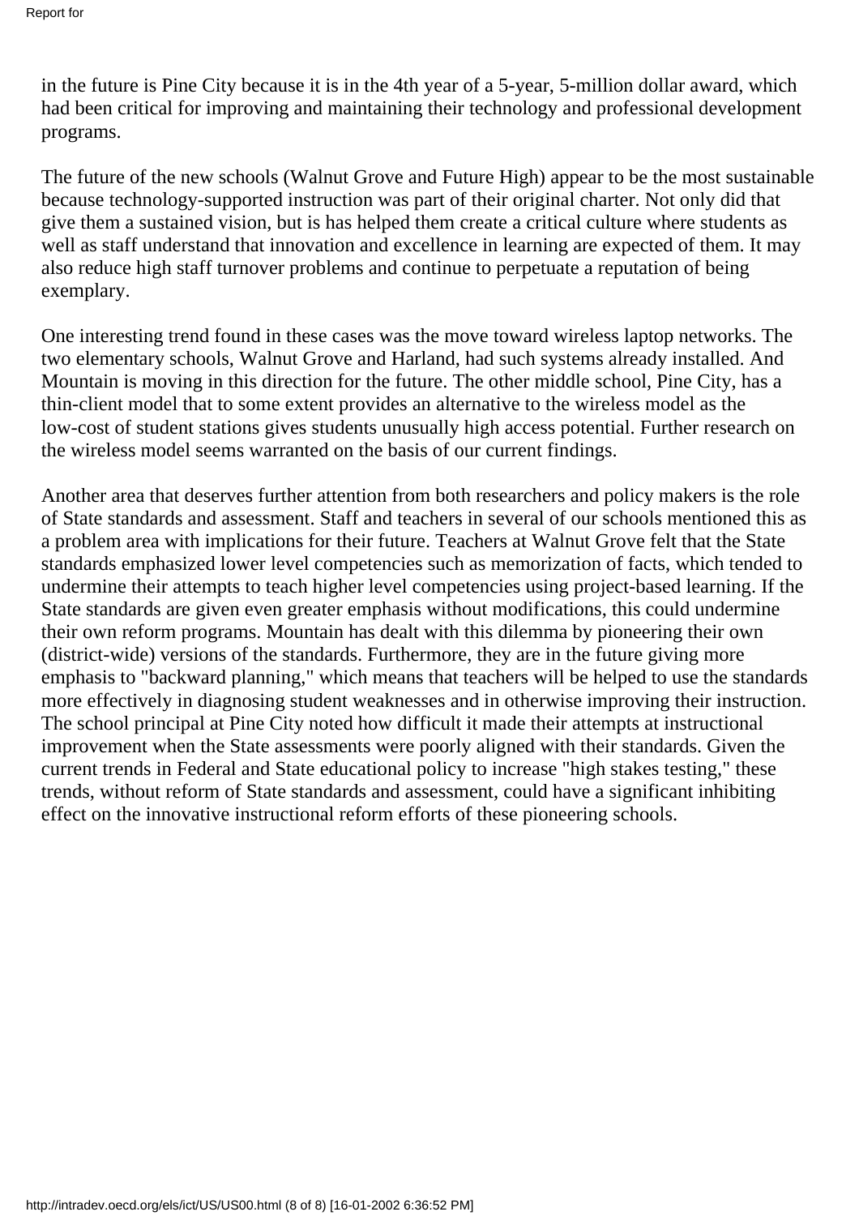in the future is Pine City because it is in the 4th year of a 5-year, 5-million dollar award, which had been critical for improving and maintaining their technology and professional development programs.

The future of the new schools (Walnut Grove and Future High) appear to be the most sustainable because technology-supported instruction was part of their original charter. Not only did that give them a sustained vision, but is has helped them create a critical culture where students as well as staff understand that innovation and excellence in learning are expected of them. It may also reduce high staff turnover problems and continue to perpetuate a reputation of being exemplary.

One interesting trend found in these cases was the move toward wireless laptop networks. The two elementary schools, Walnut Grove and Harland, had such systems already installed. And Mountain is moving in this direction for the future. The other middle school, Pine City, has a thin-client model that to some extent provides an alternative to the wireless model as the low-cost of student stations gives students unusually high access potential. Further research on the wireless model seems warranted on the basis of our current findings.

Another area that deserves further attention from both researchers and policy makers is the role of State standards and assessment. Staff and teachers in several of our schools mentioned this as a problem area with implications for their future. Teachers at Walnut Grove felt that the State standards emphasized lower level competencies such as memorization of facts, which tended to undermine their attempts to teach higher level competencies using project-based learning. If the State standards are given even greater emphasis without modifications, this could undermine their own reform programs. Mountain has dealt with this dilemma by pioneering their own (district-wide) versions of the standards. Furthermore, they are in the future giving more emphasis to "backward planning," which means that teachers will be helped to use the standards more effectively in diagnosing student weaknesses and in otherwise improving their instruction. The school principal at Pine City noted how difficult it made their attempts at instructional improvement when the State assessments were poorly aligned with their standards. Given the current trends in Federal and State educational policy to increase "high stakes testing," these trends, without reform of State standards and assessment, could have a significant inhibiting effect on the innovative instructional reform efforts of these pioneering schools.